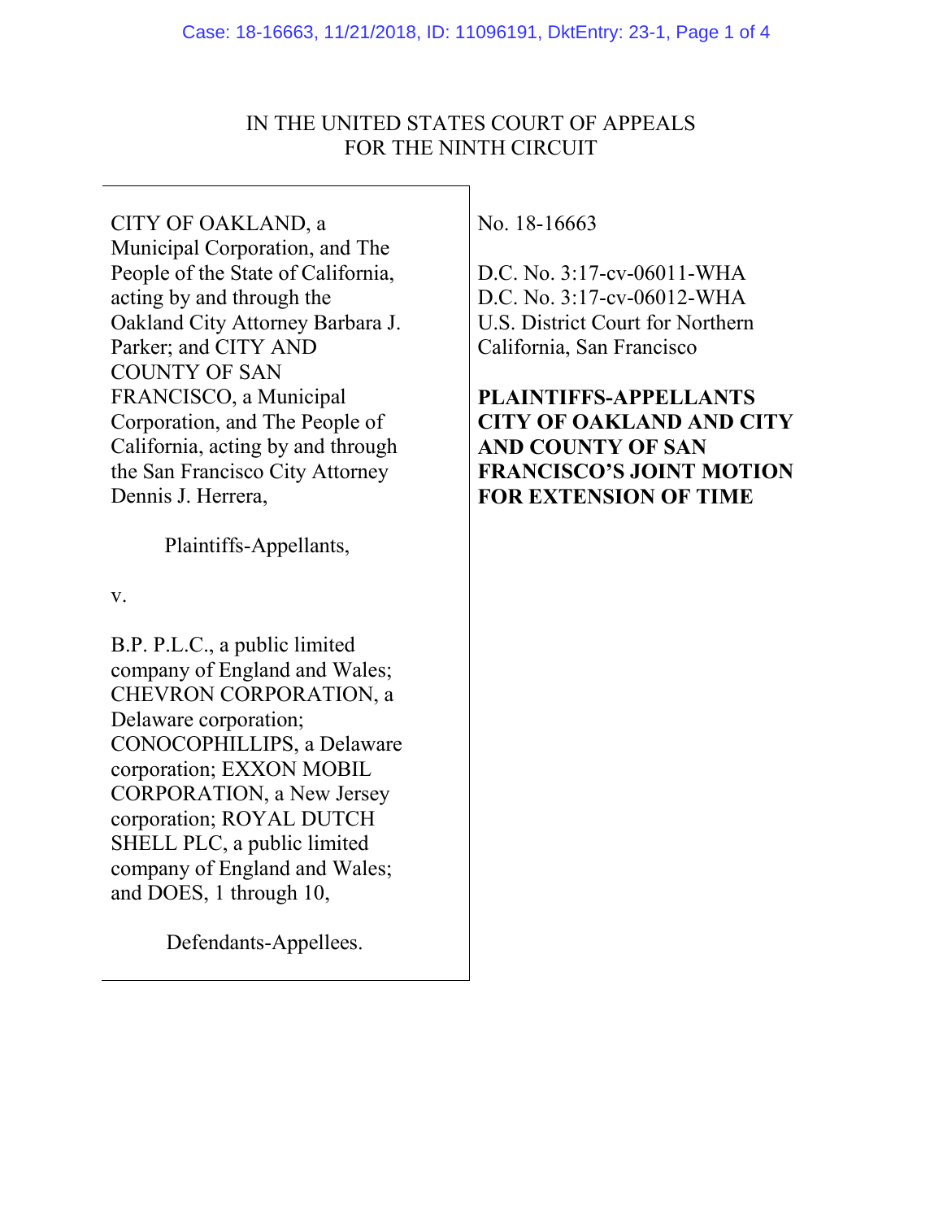IN THE UNITED STATES COURT OF APPEALS
FOR THE NINTH CIRCUIT

CITY OF OAKLAND, a Municipal Corporation, and The People of the State of California, acting by and through the Oakland City Attorney Barbara J. Parker; and CITY AND COUNTY OF SAN FRANCISCO, a Municipal Corporation, and The People of California, acting by and through the San Francisco City Attorney Dennis J. Herrera,

Plaintiffs-Appellants,

v.

B.P. P.L.C., a public limited company of England and Wales; CHEVRON CORPORATION, a Delaware corporation; CONOCOPHILLIPS, a Delaware corporation; EXXON MOBIL CORPORATION, a New Jersey corporation; ROYAL DUTCH SHELL PLC, a public limited company of England and Wales; and DOES, 1 through 10,

Defendants-Appellees.

No. 18-16663

D.C. No. 3:17-cv-06011-WHA
D.C. No. 3:17-cv-06012-WHA
U.S. District Court for Northern California, San Francisco

**PLAINTIFFS-APPELLANTS CITY OF OAKLAND AND CITY AND COUNTY OF SAN FRANCISCO'S JOINT MOTION FOR EXTENSION OF TIME**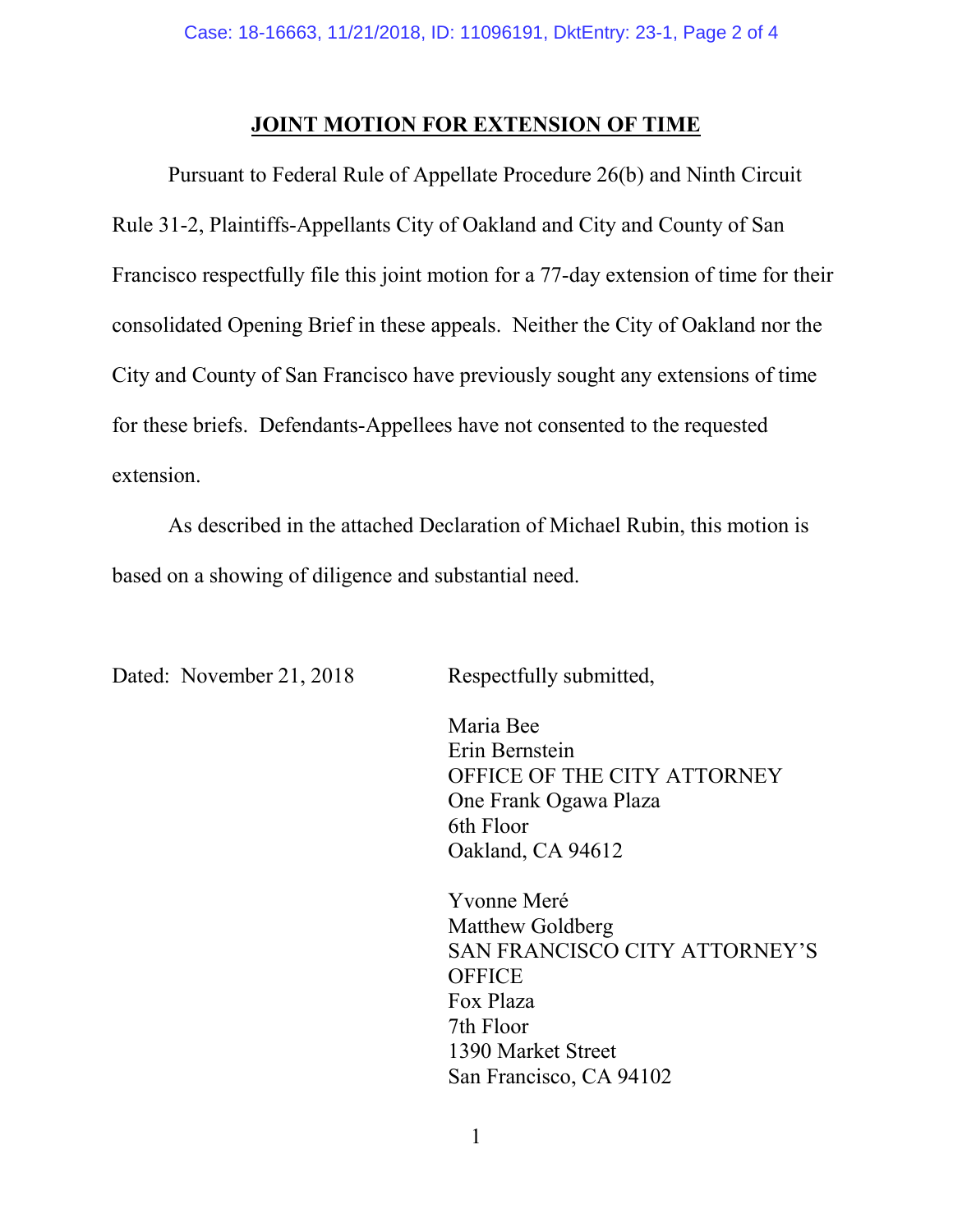## JOINT MOTION FOR EXTENSION OF TIME

Pursuant to Federal Rule of Appellate Procedure 26(b) and Ninth Circuit Rule 31-2, Plaintiffs-Appellants City of Oakland and City and County of San Francisco respectfully file this joint motion for a 77-day extension of time for their consolidated Opening Brief in these appeals. Neither the City of Oakland nor the City and County of San Francisco have previously sought any extensions of time for these briefs. Defendants-Appellees have not consented to the requested extension.

As described in the attached Declaration of Michael Rubin, this motion is based on a showing of diligence and substantial need.

Dated: November 21, 2018

Respectfully submitted,

Maria Bee
Erin Bernstein
OFFICE OF THE CITY ATTORNEY
One Frank Ogawa Plaza
6th Floor
Oakland, CA 94612

Yvonne Meré
Matthew Goldberg
SAN FRANCISCO CITY ATTORNEY'S OFFICE
Fox Plaza
7th Floor
1390 Market Street
San Francisco, CA 94102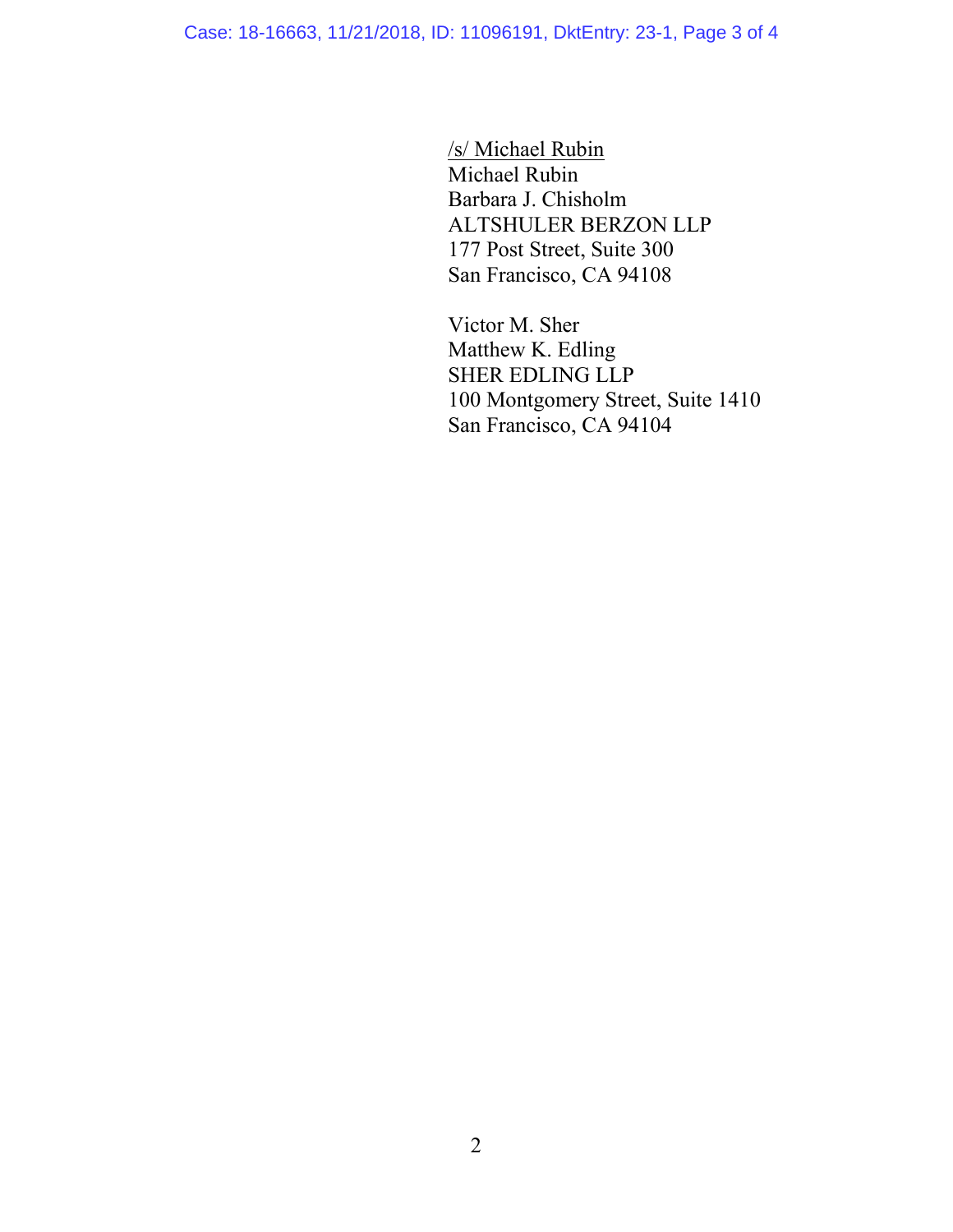/s/ Michael Rubin
Michael Rubin
Barbara J. Chisholm
ALTSHULER BERZON LLP
177 Post Street, Suite 300
San Francisco, CA 94108

Victor M. Sher
Matthew K. Edling
SHER EDLING LLP
100 Montgomery Street, Suite 1410
San Francisco, CA 94104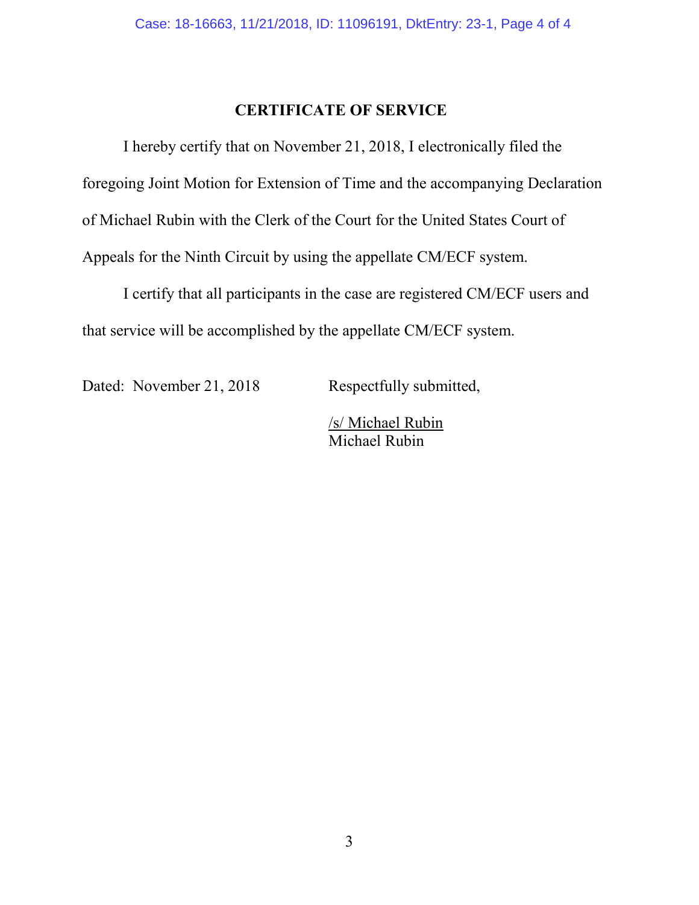## CERTIFICATE OF SERVICE

I hereby certify that on November 21, 2018, I electronically filed the foregoing Joint Motion for Extension of Time and the accompanying Declaration of Michael Rubin with the Clerk of the Court for the United States Court of Appeals for the Ninth Circuit by using the appellate CM/ECF system.

I certify that all participants in the case are registered CM/ECF users and that service will be accomplished by the appellate CM/ECF system.

Dated: November 21, 2018

Respectfully submitted,

/s/ Michael Rubin
Michael Rubin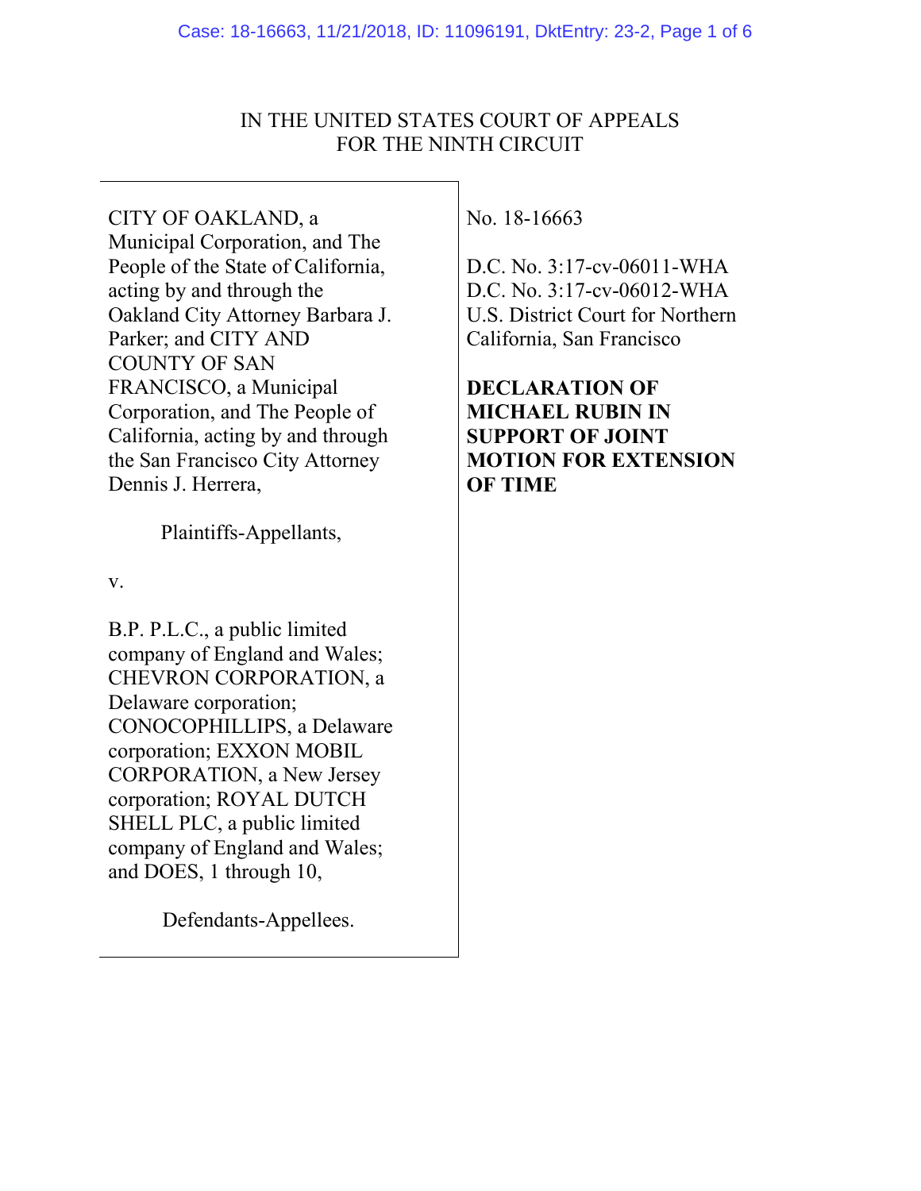IN THE UNITED STATES COURT OF APPEALS
FOR THE NINTH CIRCUIT

| | |
|---|---|
| CITY OF OAKLAND, a Municipal Corporation, and The People of the State of California, acting by and through the Oakland City Attorney Barbara J. Parker; and CITY AND COUNTY OF SAN FRANCISCO, a Municipal Corporation, and The People of California, acting by and through the San Francisco City Attorney Dennis J. Herrera,<br><br>Plaintiffs-Appellants,<br><br>v.<br><br>B.P. P.L.C., a public limited company of England and Wales; CHEVRON CORPORATION, a Delaware corporation; CONOCOPHILLIPS, a Delaware corporation; EXXON MOBIL CORPORATION, a New Jersey corporation; ROYAL DUTCH SHELL PLC, a public limited company of England and Wales; and DOES, 1 through 10,<br><br>Defendants-Appellees. | No. 18-16663<br><br>D.C. No. 3:17-cv-06011-WHA<br>D.C. No. 3:17-cv-06012-WHA<br>U.S. District Court for Northern California, San Francisco<br><br>**DECLARATION OF MICHAEL RUBIN IN SUPPORT OF JOINT MOTION FOR EXTENSION OF TIME** |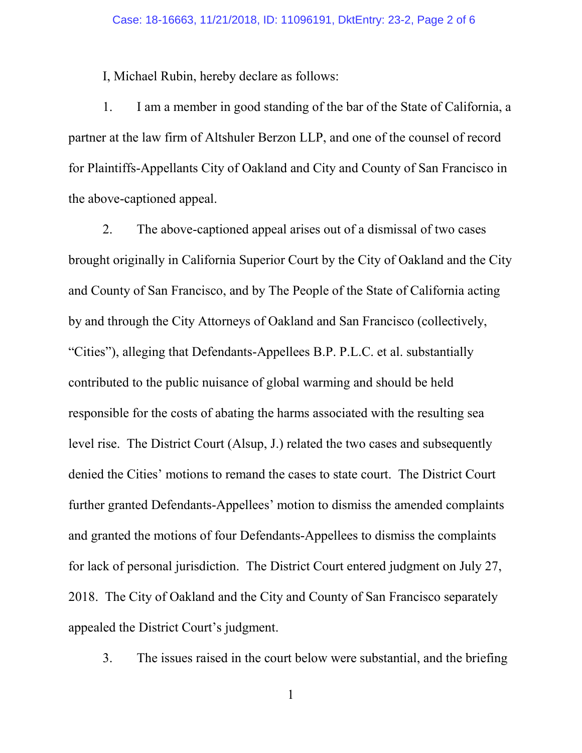I, Michael Rubin, hereby declare as follows:

1. I am a member in good standing of the bar of the State of California, a partner at the law firm of Altshuler Berzon LLP, and one of the counsel of record for Plaintiffs-Appellants City of Oakland and City and County of San Francisco in the above-captioned appeal.

2. The above-captioned appeal arises out of a dismissal of two cases brought originally in California Superior Court by the City of Oakland and the City and County of San Francisco, and by The People of the State of California acting by and through the City Attorneys of Oakland and San Francisco (collectively, "Cities"), alleging that Defendants-Appellees B.P. P.L.C. et al. substantially contributed to the public nuisance of global warming and should be held responsible for the costs of abating the harms associated with the resulting sea level rise. The District Court (Alsup, J.) related the two cases and subsequently denied the Cities' motions to remand the cases to state court. The District Court further granted Defendants-Appellees' motion to dismiss the amended complaints and granted the motions of four Defendants-Appellees to dismiss the complaints for lack of personal jurisdiction. The District Court entered judgment on July 27, 2018. The City of Oakland and the City and County of San Francisco separately appealed the District Court's judgment.

3. The issues raised in the court below were substantial, and the briefing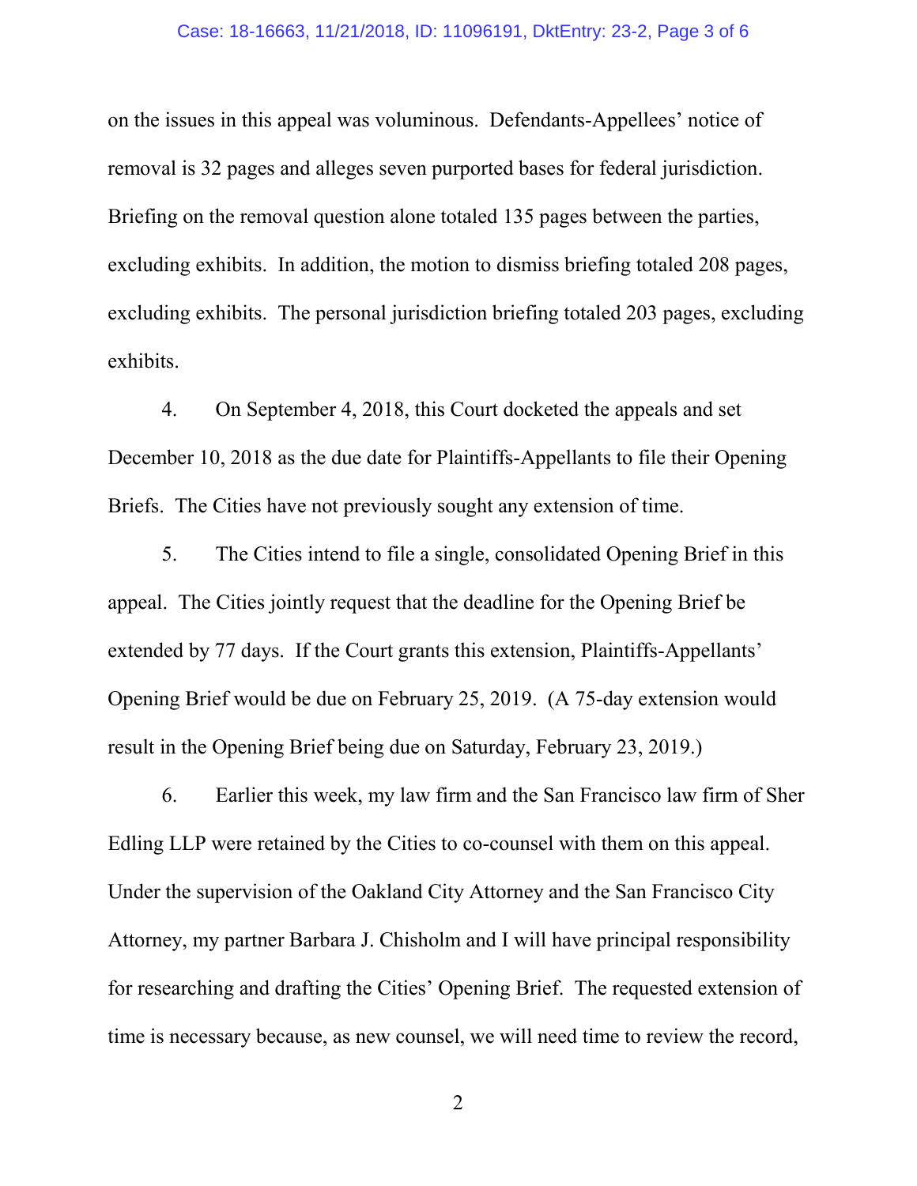on the issues in this appeal was voluminous. Defendants-Appellees' notice of removal is 32 pages and alleges seven purported bases for federal jurisdiction. Briefing on the removal question alone totaled 135 pages between the parties, excluding exhibits. In addition, the motion to dismiss briefing totaled 208 pages, excluding exhibits. The personal jurisdiction briefing totaled 203 pages, excluding exhibits.

4. On September 4, 2018, this Court docketed the appeals and set December 10, 2018 as the due date for Plaintiffs-Appellants to file their Opening Briefs. The Cities have not previously sought any extension of time.

5. The Cities intend to file a single, consolidated Opening Brief in this appeal. The Cities jointly request that the deadline for the Opening Brief be extended by 77 days. If the Court grants this extension, Plaintiffs-Appellants' Opening Brief would be due on February 25, 2019. (A 75-day extension would result in the Opening Brief being due on Saturday, February 23, 2019.)

6. Earlier this week, my law firm and the San Francisco law firm of Sher Edling LLP were retained by the Cities to co-counsel with them on this appeal. Under the supervision of the Oakland City Attorney and the San Francisco City Attorney, my partner Barbara J. Chisholm and I will have principal responsibility for researching and drafting the Cities' Opening Brief. The requested extension of time is necessary because, as new counsel, we will need time to review the record,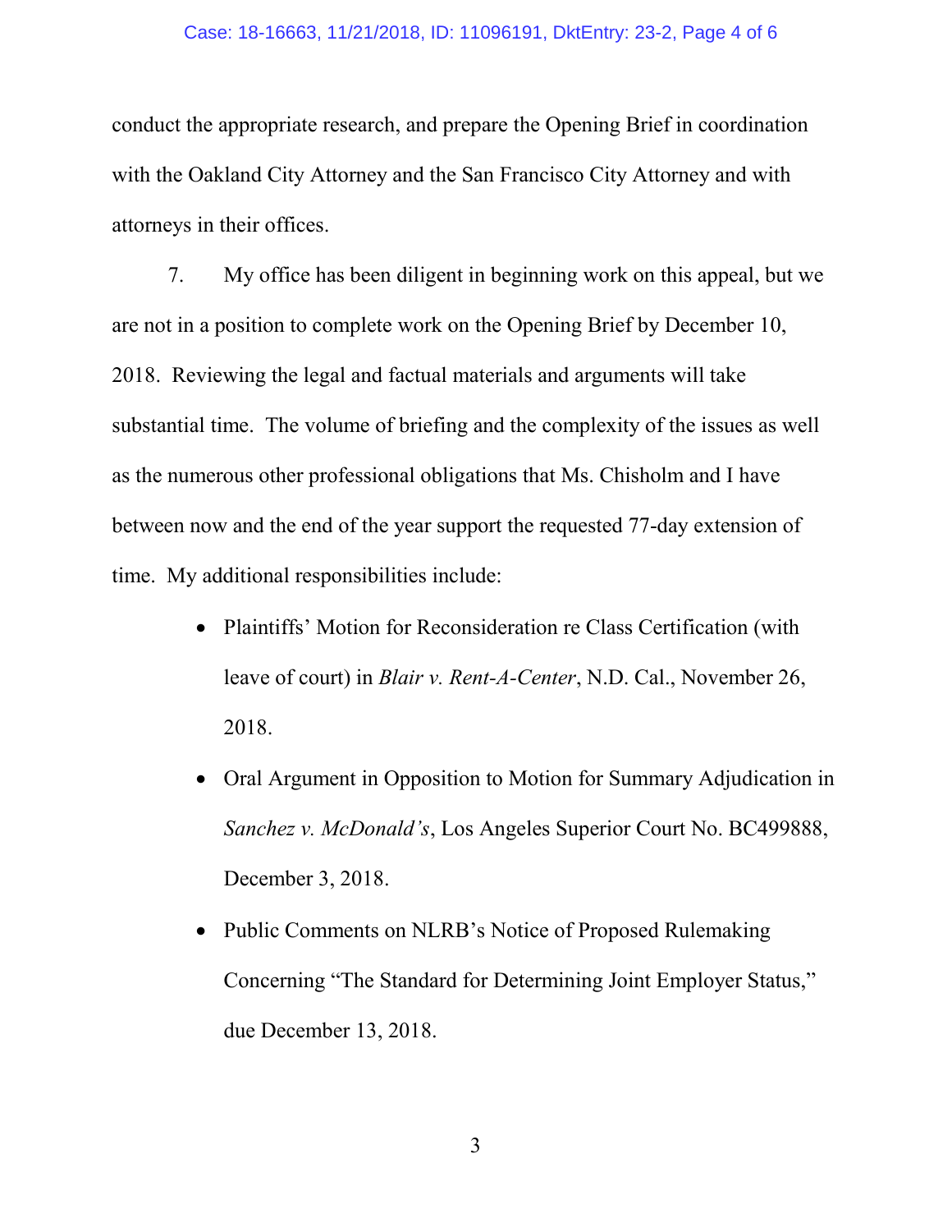conduct the appropriate research, and prepare the Opening Brief in coordination with the Oakland City Attorney and the San Francisco City Attorney and with attorneys in their offices.

7. My office has been diligent in beginning work on this appeal, but we are not in a position to complete work on the Opening Brief by December 10, 2018. Reviewing the legal and factual materials and arguments will take substantial time. The volume of briefing and the complexity of the issues as well as the numerous other professional obligations that Ms. Chisholm and I have between now and the end of the year support the requested 77-day extension of time. My additional responsibilities include:

- Plaintiffs' Motion for Reconsideration re Class Certification (with leave of court) in *Blair v. Rent-A-Center*, N.D. Cal., November 26, 2018.
- Oral Argument in Opposition to Motion for Summary Adjudication in *Sanchez v. McDonald's*, Los Angeles Superior Court No. BC499888, December 3, 2018.
- Public Comments on NLRB's Notice of Proposed Rulemaking Concerning "The Standard for Determining Joint Employer Status," due December 13, 2018.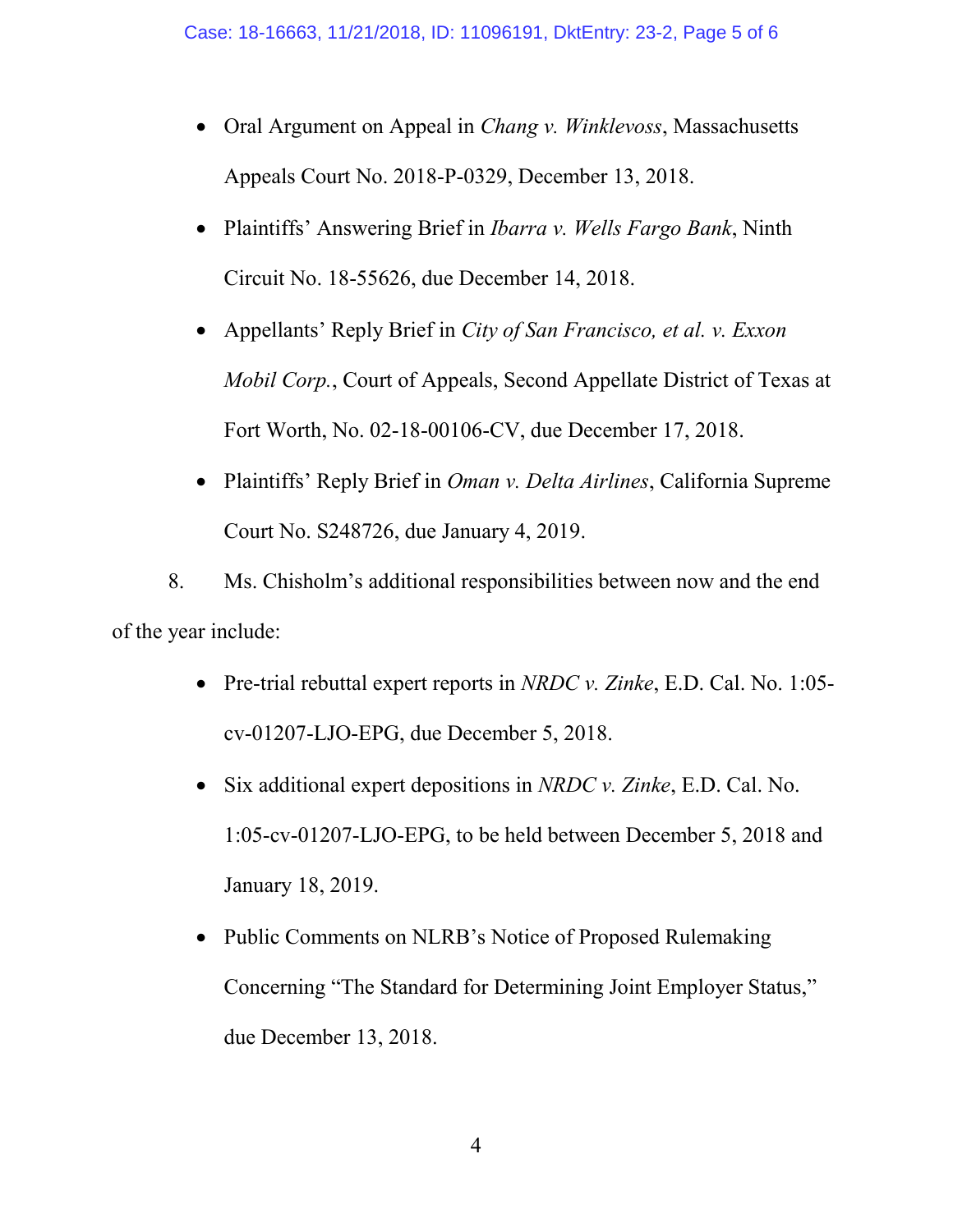- Oral Argument on Appeal in *Chang v. Winklevoss*, Massachusetts Appeals Court No. 2018-P-0329, December 13, 2018.
- Plaintiffs' Answering Brief in *Ibarra v. Wells Fargo Bank*, Ninth Circuit No. 18-55626, due December 14, 2018.
- Appellants' Reply Brief in *City of San Francisco, et al. v. Exxon Mobil Corp.*, Court of Appeals, Second Appellate District of Texas at Fort Worth, No. 02-18-00106-CV, due December 17, 2018.
- Plaintiffs' Reply Brief in *Oman v. Delta Airlines*, California Supreme Court No. S248726, due January 4, 2019.

8. Ms. Chisholm's additional responsibilities between now and the end of the year include:

- Pre-trial rebuttal expert reports in *NRDC v. Zinke*, E.D. Cal. No. 1:05-cv-01207-LJO-EPG, due December 5, 2018.
- Six additional expert depositions in *NRDC v. Zinke*, E.D. Cal. No. 1:05-cv-01207-LJO-EPG, to be held between December 5, 2018 and January 18, 2019.
- Public Comments on NLRB's Notice of Proposed Rulemaking Concerning "The Standard for Determining Joint Employer Status," due December 13, 2018.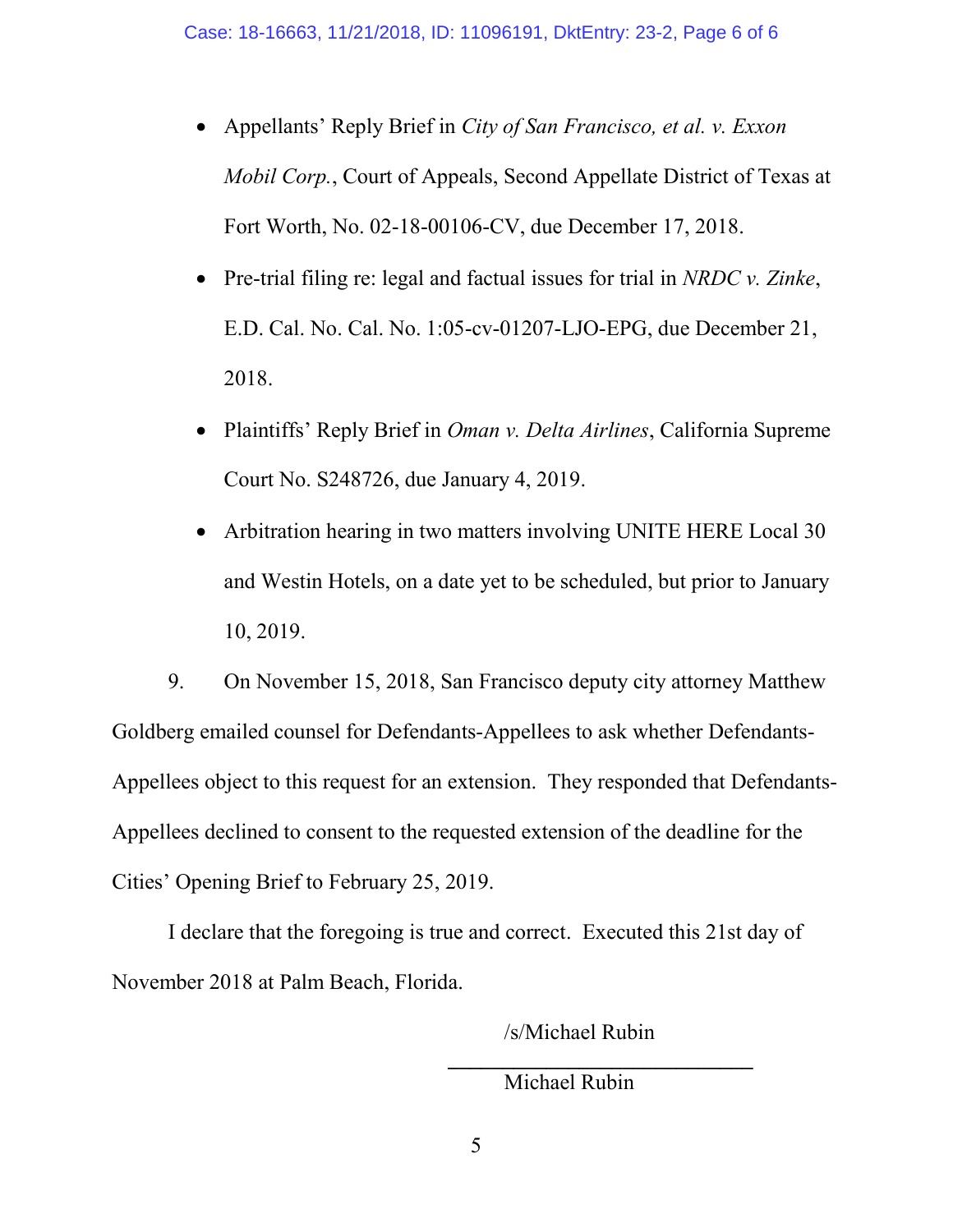- Appellants' Reply Brief in *City of San Francisco, et al. v. Exxon Mobil Corp.*, Court of Appeals, Second Appellate District of Texas at Fort Worth, No. 02-18-00106-CV, due December 17, 2018.
- Pre-trial filing re: legal and factual issues for trial in *NRDC v. Zinke*, E.D. Cal. No. Cal. No. 1:05-cv-01207-LJO-EPG, due December 21, 2018.
- Plaintiffs' Reply Brief in *Oman v. Delta Airlines*, California Supreme Court No. S248726, due January 4, 2019.
- Arbitration hearing in two matters involving UNITE HERE Local 30 and Westin Hotels, on a date yet to be scheduled, but prior to January 10, 2019.

9. On November 15, 2018, San Francisco deputy city attorney Matthew Goldberg emailed counsel for Defendants-Appellees to ask whether Defendants-Appellees object to this request for an extension. They responded that Defendants-Appellees declined to consent to the requested extension of the deadline for the Cities' Opening Brief to February 25, 2019.

I declare that the foregoing is true and correct. Executed this 21st day of November 2018 at Palm Beach, Florida.

/s/Michael Rubin

Michael Rubin